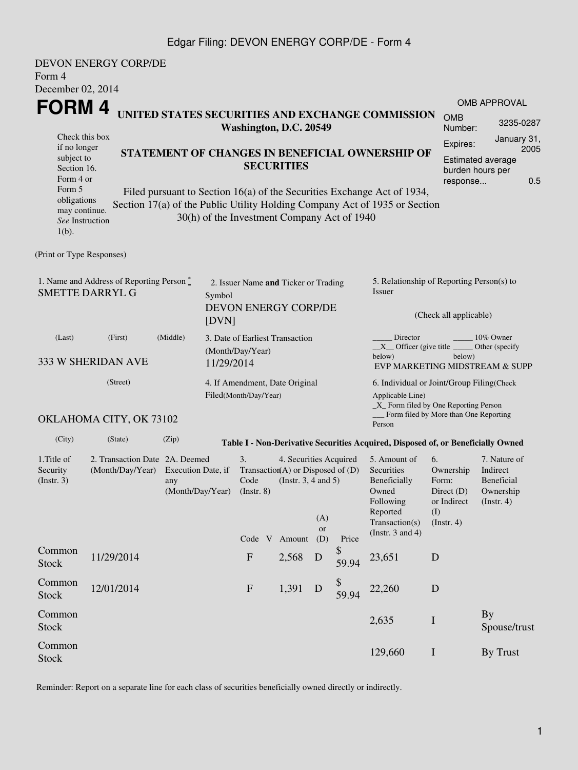DEVON ENERGY CORP/DE
Form 4
December 02, 2014

# FORM 4

**UNITED STATES SECURITIES AND EXCHANGE COMMISSION**
**Washington, D.C. 20549**

Check this box if no longer subject to Section 16. Form 4 or Form 5 obligations may continue. *See* Instruction 1(b).

**STATEMENT OF CHANGES IN BENEFICIAL OWNERSHIP OF SECURITIES**

Filed pursuant to Section 16(a) of the Securities Exchange Act of 1934, Section 17(a) of the Public Utility Holding Company Act of 1935 or Section 30(h) of the Investment Company Act of 1940

| OMB APPROVAL | |
|---|---|
| OMB Number: | 3235-0287 |
| Expires: | January 31, 2005 |
| Estimated average burden hours per response... | 0.5 |

(Print or Type Responses)

1. Name and Address of Reporting Person *
SMETTE DARRYL G

(Last) (First) (Middle)

333 W SHERIDAN AVE

(Street)

OKLAHOMA CITY, OK 73102

(City) (State) (Zip)

2. Issuer Name **and** Ticker or Trading Symbol
DEVON ENERGY CORP/DE [DVN]

3. Date of Earliest Transaction (Month/Day/Year)
11/29/2014

4. If Amendment, Date Original Filed(Month/Day/Year)

5. Relationship of Reporting Person(s) to Issuer

(Check all applicable)

_____ Director _____ 10% Owner
__X__ Officer (give title below) _____ Other (specify below)
EVP MARKETING MIDSTREAM & SUPP

6. Individual or Joint/Group Filing(Check Applicable Line)
_X_ Form filed by One Reporting Person
___ Form filed by More than One Reporting Person

**Table I - Non-Derivative Securities Acquired, Disposed of, or Beneficially Owned**

| 1.Title of Security (Instr. 3) | 2. Transaction Date (Month/Day/Year) | 2A. Deemed Execution Date, if any (Month/Day/Year) | 3. Transaction Code (Instr. 8) | | 4. Securities Acquired (A) or Disposed of (D) (Instr. 3, 4 and 5) | | | 5. Amount of Securities Beneficially Owned Following Reported Transaction(s) (Instr. 3 and 4) | 6. Ownership Form: Direct (D) or Indirect (I) (Instr. 4) | 7. Nature of Indirect Beneficial Ownership (Instr. 4) |
|---|---|---|---|---|---|---|---|---|---|---|
| | | | Code | V | Amount | (A) or (D) | Price | | | |
| Common Stock | 11/29/2014 | | F | | 2,568 | D | $ 59.94 | 23,651 | D | |
| Common Stock | 12/01/2014 | | F | | 1,391 | D | $ 59.94 | 22,260 | D | |
| Common Stock | | | | | | | | 2,635 | I | By Spouse/trust |
| Common Stock | | | | | | | | 129,660 | I | By Trust |

Reminder: Report on a separate line for each class of securities beneficially owned directly or indirectly.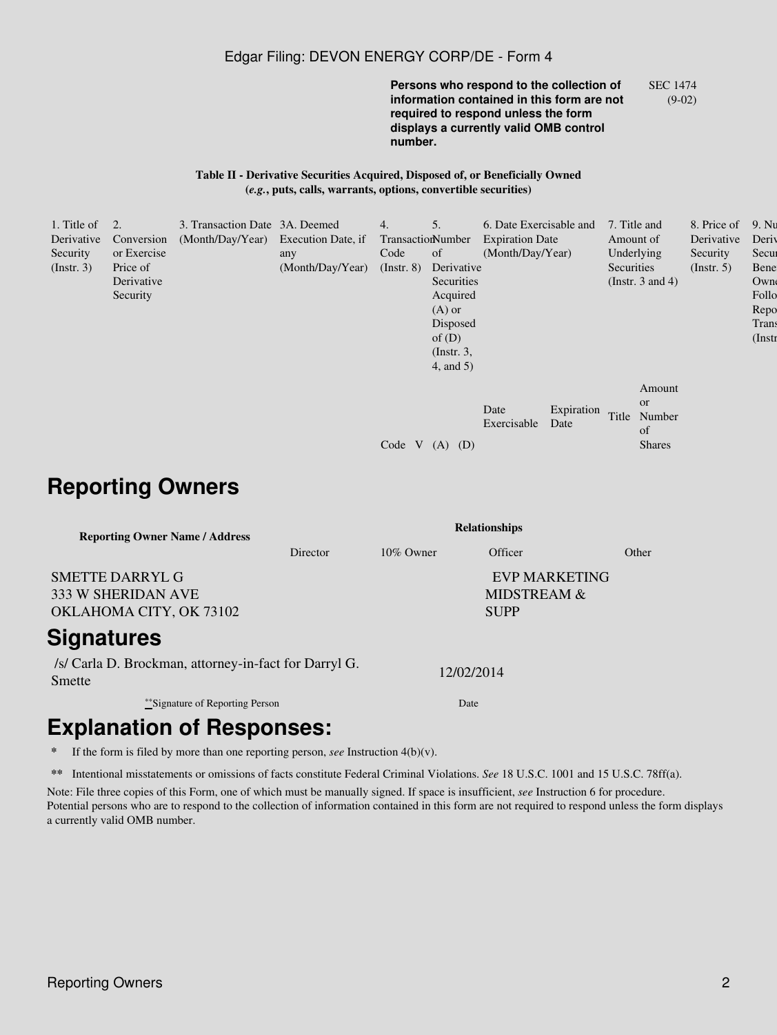Persons who respond to the collection of information contained in this form are not required to respond unless the form displays a currently valid OMB control number.

SEC 1474 (9-02)

**Table II - Derivative Securities Acquired, Disposed of, or Beneficially Owned (*e.g.*, puts, calls, warrants, options, convertible securities)**

| 1. Title of Derivative Security (Instr. 3) | 2. Conversion or Exercise Price of Derivative Security | 3. Transaction Date (Month/Day/Year) | 3A. Deemed Execution Date, if any (Month/Day/Year) | 4. Transaction Code (Instr. 8) | | 5. Number of Derivative Securities Acquired (A) or Disposed of (D) (Instr. 3, 4, and 5) | | 6. Date Exercisable and Expiration Date (Month/Day/Year) | | 7. Title and Amount of Underlying Securities (Instr. 3 and 4) | | 8. Price of Derivative Security (Instr. 5) | 9. Nu Deriv Secur Bene Owne Follo Repo Trans (Instr |
|---|---|---|---|---|---|---|---|---|---|---|---|---|---|
| | | | | Code | V | (A) | (D) | Date Exercisable | Expiration Date | Title | Amount or Number of Shares | | |

## Reporting Owners

| Reporting Owner Name / Address | Relationships | | | |
|---|---|---|---|---|
| | Director | 10% Owner | Officer | Other |
| SMETTE DARRYL G<br>333 W SHERIDAN AVE<br>OKLAHOMA CITY, OK 73102 | | | EVP MARKETING MIDSTREAM & SUPP | |

## Signatures

| | |
|---|---|
| /s/ Carla D. Brockman, attorney-in-fact for Darryl G. Smette | 12/02/2014 |
| **Signature of Reporting Person | Date |

## Explanation of Responses:

\* If the form is filed by more than one reporting person, *see* Instruction 4(b)(v).

\*\* Intentional misstatements or omissions of facts constitute Federal Criminal Violations. *See* 18 U.S.C. 1001 and 15 U.S.C. 78ff(a).

Note: File three copies of this Form, one of which must be manually signed. If space is insufficient, *see* Instruction 6 for procedure.

Potential persons who are to respond to the collection of information contained in this form are not required to respond unless the form displays a currently valid OMB number.